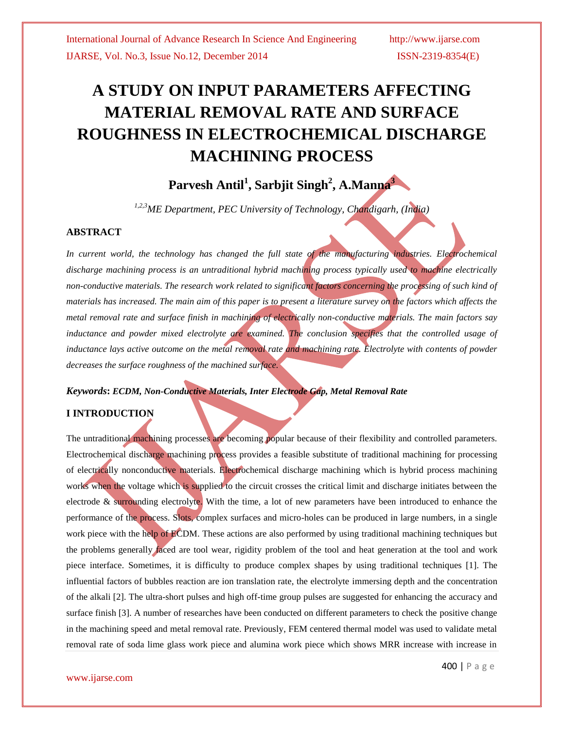# A STUDY ON INPUT PARAMETERS AFFECTING MATERIAL REMOVAL RATE AND SURFACE ROUGHNESS IN ELECTROCHEMICAL DISCHARGE MACHINING PROCESS

**Parvesh Antil[1], Sarbjit Singh[2], A.Manna[3]**

*[1,2,3]ME Department, PEC University of Technology, Chandigarh, (India)*

## ABSTRACT

*In current world, the technology has changed the full state of the manufacturing industries. Electrochemical discharge machining process is an untraditional hybrid machining process typically used to machine electrically non-conductive materials. The research work related to significant factors concerning the processing of such kind of materials has increased. The main aim of this paper is to present a literature survey on the factors which affects the metal removal rate and surface finish in machining of electrically non-conductive materials. The main factors say inductance and powder mixed electrolyte are examined. The conclusion specifies that the controlled usage of inductance lays active outcome on the metal removal rate and machining rate. Electrolyte with contents of powder decreases the surface roughness of the machined surface.*

***Keywords*: *ECDM, Non-Conductive Materials, Inter Electrode Gap, Metal Removal Rate***

## I INTRODUCTION

The untraditional machining processes are becoming popular because of their flexibility and controlled parameters. Electrochemical discharge machining process provides a feasible substitute of traditional machining for processing of electrically nonconductive materials. Electrochemical discharge machining which is hybrid process machining works when the voltage which is supplied to the circuit crosses the critical limit and discharge initiates between the electrode & surrounding electrolyte. With the time, a lot of new parameters have been introduced to enhance the performance of the process. Slots, complex surfaces and micro-holes can be produced in large numbers, in a single work piece with the help of ECDM. These actions are also performed by using traditional machining techniques but the problems generally faced are tool wear, rigidity problem of the tool and heat generation at the tool and work piece interface. Sometimes, it is difficulty to produce complex shapes by using traditional techniques [1]. The influential factors of bubbles reaction are ion translation rate, the electrolyte immersing depth and the concentration of the alkali [2]. The ultra-short pulses and high off-time group pulses are suggested for enhancing the accuracy and surface finish [3]. A number of researches have been conducted on different parameters to check the positive change in the machining speed and metal removal rate. Previously, FEM centered thermal model was used to validate metal removal rate of soda lime glass work piece and alumina work piece which shows MRR increase with increase in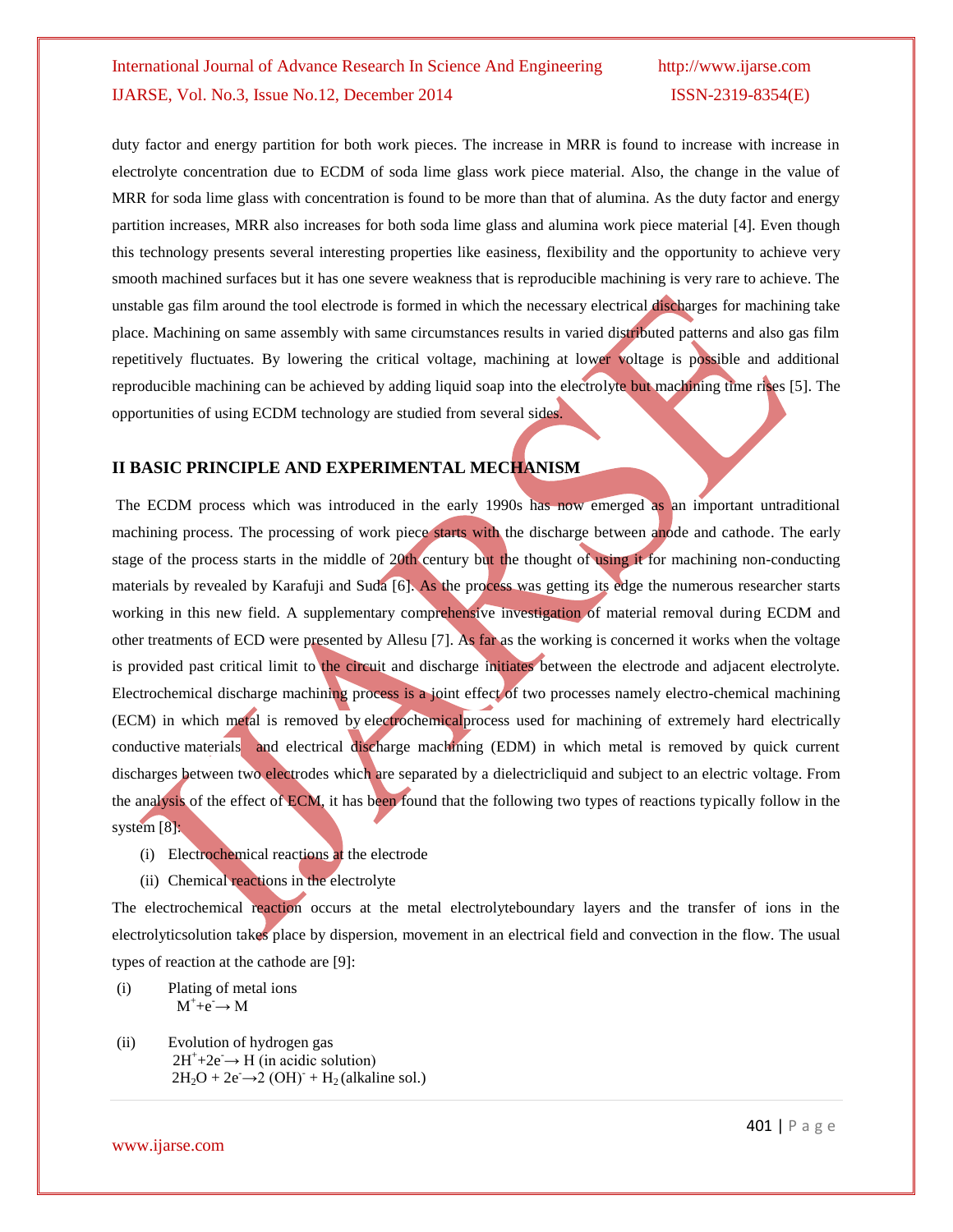duty factor and energy partition for both work pieces. The increase in MRR is found to increase with increase in electrolyte concentration due to ECDM of soda lime glass work piece material. Also, the change in the value of MRR for soda lime glass with concentration is found to be more than that of alumina. As the duty factor and energy partition increases, MRR also increases for both soda lime glass and alumina work piece material [4]. Even though this technology presents several interesting properties like easiness, flexibility and the opportunity to achieve very smooth machined surfaces but it has one severe weakness that is reproducible machining is very rare to achieve. The unstable gas film around the tool electrode is formed in which the necessary electrical discharges for machining take place. Machining on same assembly with same circumstances results in varied distributed patterns and also gas film repetitively fluctuates. By lowering the critical voltage, machining at lower voltage is possible and additional reproducible machining can be achieved by adding liquid soap into the electrolyte but machining time rises [5]. The opportunities of using ECDM technology are studied from several sides.

## II BASIC PRINCIPLE AND EXPERIMENTAL MECHANISM

The ECDM process which was introduced in the early 1990s has now emerged as an important untraditional machining process. The processing of work piece starts with the discharge between anode and cathode. The early stage of the process starts in the middle of 20th century but the thought of using it for machining non-conducting materials by revealed by Karafuji and Suda [6]. As the process was getting its edge the numerous researcher starts working in this new field. A supplementary comprehensive investigation of material removal during ECDM and other treatments of ECD were presented by Allesu [7]. As far as the working is concerned it works when the voltage is provided past critical limit to the circuit and discharge initiates between the electrode and adjacent electrolyte. Electrochemical discharge machining process is a joint effect of two processes namely electro-chemical machining (ECM) in which metal is removed by electrochemicalprocess used for machining of extremely hard electrically conductive materials and electrical discharge machining (EDM) in which metal is removed by quick current discharges between two electrodes which are separated by a dielectricliquid and subject to an electric voltage. From the analysis of the effect of ECM, it has been found that the following two types of reactions typically follow in the system [8]:

(i) Electrochemical reactions at the electrode

(ii) Chemical reactions in the electrolyte

The electrochemical reaction occurs at the metal electrolyteboundary layers and the transfer of ions in the electrolyticsolution takes place by dispersion, movement in an electrical field and convection in the flow. The usual types of reaction at the cathode are [9]:

(i) Plating of metal ions
$M^{+}+e^{-}\rightarrow M$

(ii) Evolution of hydrogen gas
$2H^{+}+2e^{-}\rightarrow H$ (in acidic solution)
$2H_2O + 2e^{-}\rightarrow 2\,(OH)^{-} + H_2$ (alkaline sol.)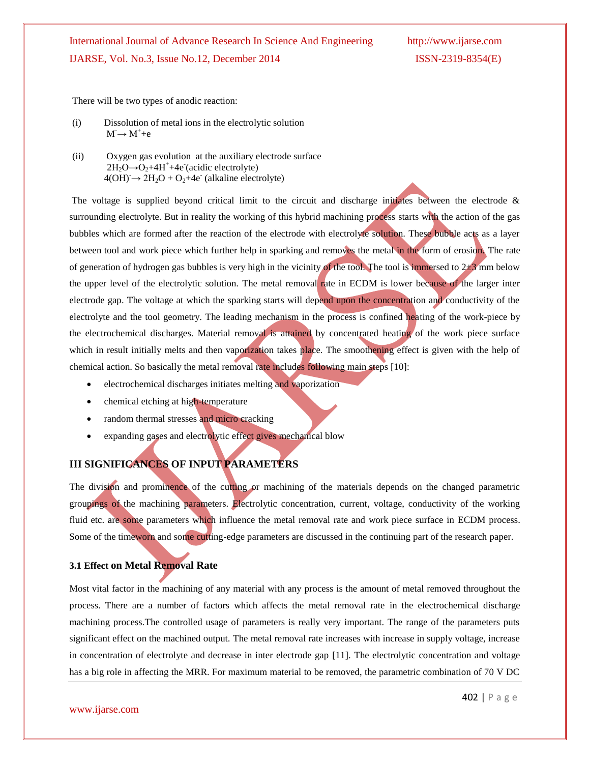There will be two types of anodic reaction:

(i) Dissolution of metal ions in the electrolytic solution

$M^- \rightarrow M^+ + e$

(ii) Oxygen gas evolution at the auxiliary electrode surface

$2H_2O \rightarrow O_2 + 4H^+ + 4e^-$ (acidic electrolyte)

$4(OH)^- \rightarrow 2H_2O + O_2 + 4e^-$ (alkaline electrolyte)

The voltage is supplied beyond critical limit to the circuit and discharge initiates between the electrode & surrounding electrolyte. But in reality the working of this hybrid machining process starts with the action of the gas bubbles which are formed after the reaction of the electrode with electrolyte solution. These bubble acts as a layer between tool and work piece which further help in sparking and removes the metal in the form of erosion. The rate of generation of hydrogen gas bubbles is very high in the vicinity of the tool. The tool is immersed to 2±3 mm below the upper level of the electrolytic solution. The metal removal rate in ECDM is lower because of the larger inter electrode gap. The voltage at which the sparking starts will depend upon the concentration and conductivity of the electrolyte and the tool geometry. The leading mechanism in the process is confined heating of the work-piece by the electrochemical discharges. Material removal is attained by concentrated heating of the work piece surface which in result initially melts and then vaporization takes place. The smoothening effect is given with the help of chemical action. So basically the metal removal rate includes following main steps [10]:

- electrochemical discharges initiates melting and vaporization
- chemical etching at high-temperature
- random thermal stresses and micro cracking
- expanding gases and electrolytic effect gives mechanical blow

## III SIGNIFICANCES OF INPUT PARAMETERS

The division and prominence of the cutting or machining of the materials depends on the changed parametric groupings of the machining parameters. Electrolytic concentration, current, voltage, conductivity of the working fluid etc. are some parameters which influence the metal removal rate and work piece surface in ECDM process. Some of the timeworn and some cutting-edge parameters are discussed in the continuing part of the research paper.

### 3.1 Effect on Metal Removal Rate

Most vital factor in the machining of any material with any process is the amount of metal removed throughout the process. There are a number of factors which affects the metal removal rate in the electrochemical discharge machining process.The controlled usage of parameters is really very important. The range of the parameters puts significant effect on the machined output. The metal removal rate increases with increase in supply voltage, increase in concentration of electrolyte and decrease in inter electrode gap [11]. The electrolytic concentration and voltage has a big role in affecting the MRR. For maximum material to be removed, the parametric combination of 70 V DC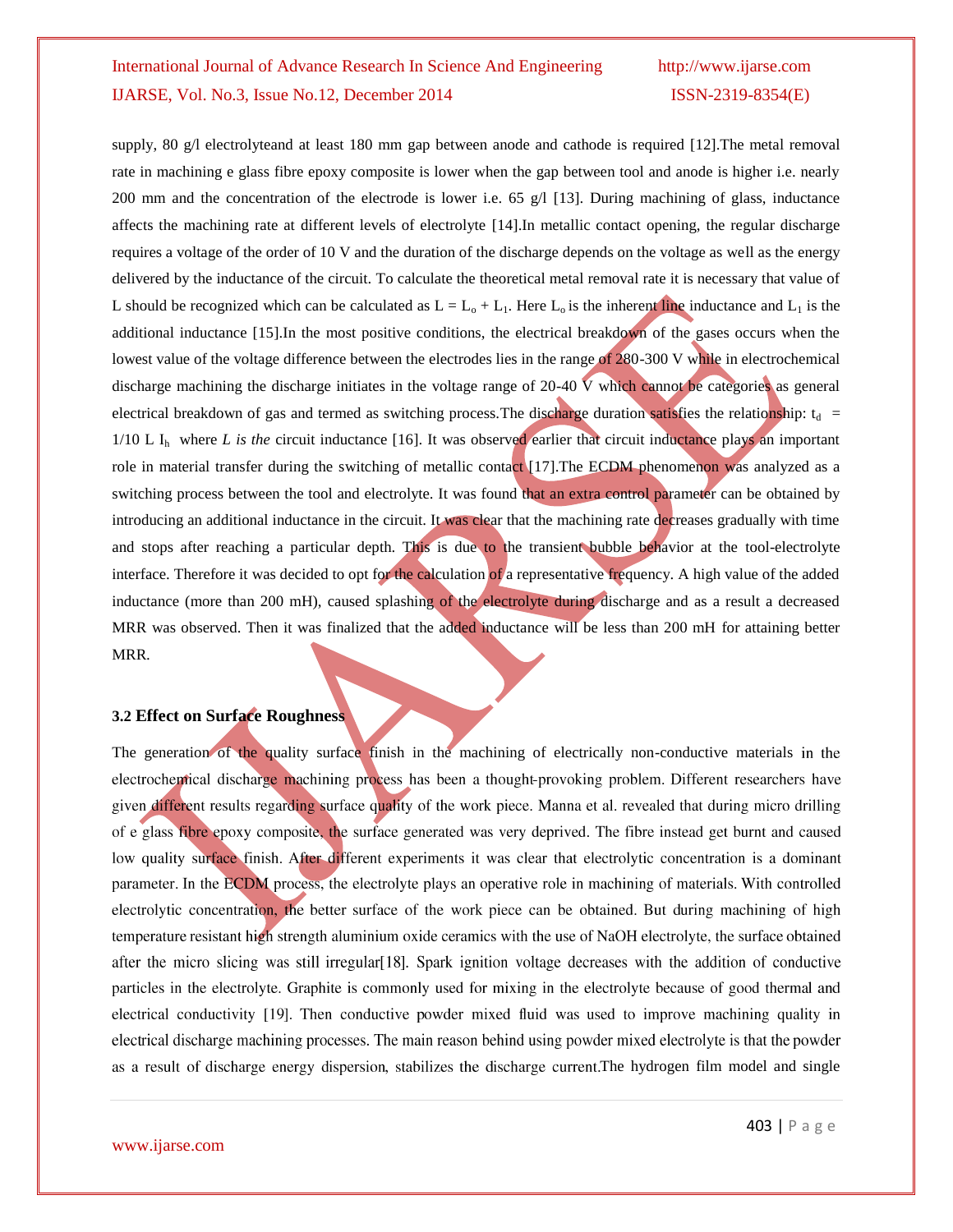supply, 80 g/l electrolyteand at least 180 mm gap between anode and cathode is required [12].The metal removal rate in machining e glass fibre epoxy composite is lower when the gap between tool and anode is higher i.e. nearly 200 mm and the concentration of the electrode is lower i.e. 65 g/l [13]. During machining of glass, inductance affects the machining rate at different levels of electrolyte [14].In metallic contact opening, the regular discharge requires a voltage of the order of 10 V and the duration of the discharge depends on the voltage as well as the energy delivered by the inductance of the circuit. To calculate the theoretical metal removal rate it is necessary that value of L should be recognized which can be calculated as $L = L_o + L_1$. Here $L_o$ is the inherent line inductance and $L_1$ is the additional inductance [15].In the most positive conditions, the electrical breakdown of the gases occurs when the lowest value of the voltage difference between the electrodes lies in the range of 280-300 V while in electrochemical discharge machining the discharge initiates in the voltage range of 20-40 V which cannot be categories as general electrical breakdown of gas and termed as switching process.The discharge duration satisfies the relationship: $t_d = 1/10 \; L \; I_h$ where *L is the* circuit inductance [16]. It was observed earlier that circuit inductance plays an important role in material transfer during the switching of metallic contact [17].The ECDM phenomenon was analyzed as a switching process between the tool and electrolyte. It was found that an extra control parameter can be obtained by introducing an additional inductance in the circuit. It was clear that the machining rate decreases gradually with time and stops after reaching a particular depth. This is due to the transient bubble behavior at the tool-electrolyte interface. Therefore it was decided to opt for the calculation of a representative frequency. A high value of the added inductance (more than 200 mH), caused splashing of the electrolyte during discharge and as a result a decreased MRR was observed. Then it was finalized that the added inductance will be less than 200 mH for attaining better MRR.

### 3.2 Effect on Surface Roughness

The generation of the quality surface finish in the machining of electrically non-conductive materials in the electrochemical discharge machining process has been a thought-provoking problem. Different researchers have given different results regarding surface quality of the work piece. Manna et al. revealed that during micro drilling of e glass fibre epoxy composite, the surface generated was very deprived. The fibre instead get burnt and caused low quality surface finish. After different experiments it was clear that electrolytic concentration is a dominant parameter. In the ECDM process, the electrolyte plays an operative role in machining of materials. With controlled electrolytic concentration, the better surface of the work piece can be obtained. But during machining of high temperature resistant high strength aluminium oxide ceramics with the use of NaOH electrolyte, the surface obtained after the micro slicing was still irregular[18]. Spark ignition voltage decreases with the addition of conductive particles in the electrolyte. Graphite is commonly used for mixing in the electrolyte because of good thermal and electrical conductivity [19]. Then conductive powder mixed fluid was used to improve machining quality in electrical discharge machining processes. The main reason behind using powder mixed electrolyte is that the powder as a result of discharge energy dispersion, stabilizes the discharge current.The hydrogen film model and single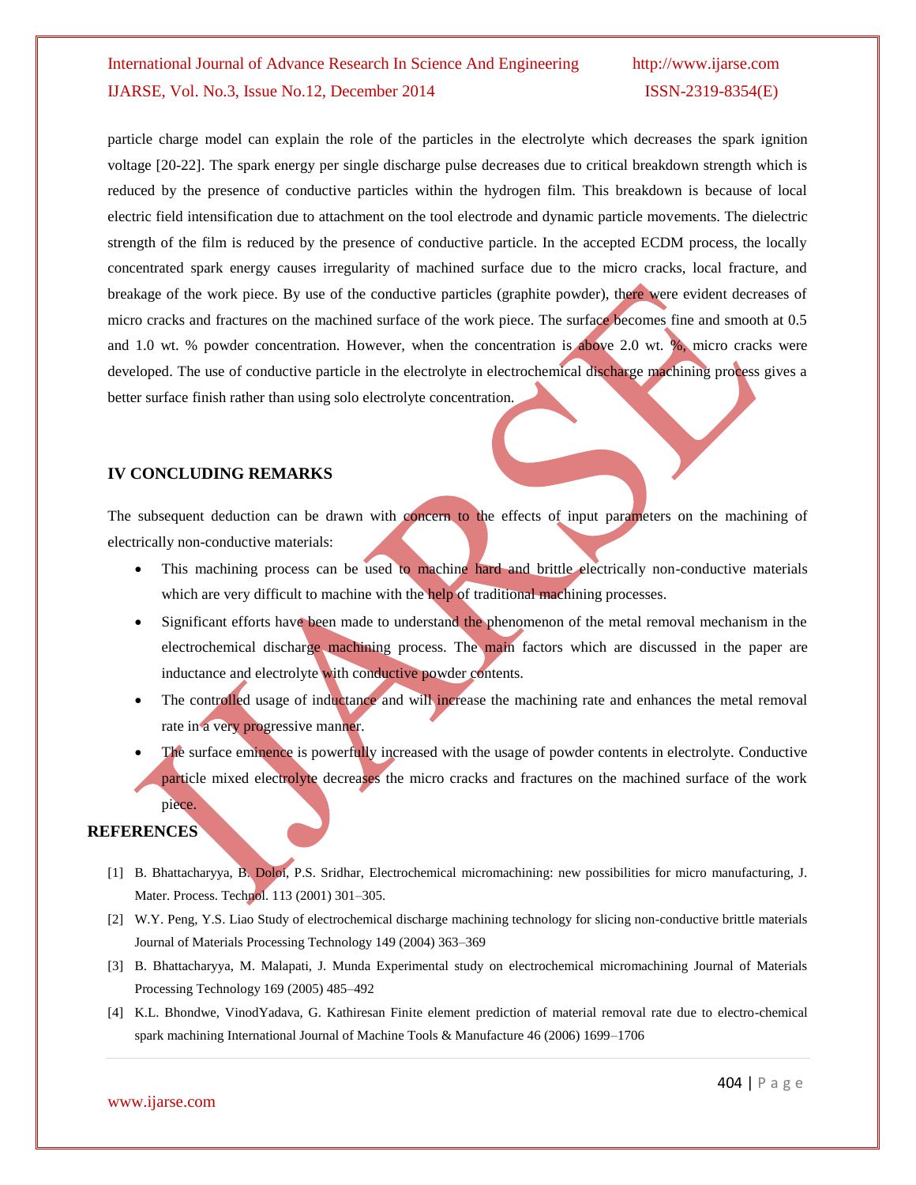particle charge model can explain the role of the particles in the electrolyte which decreases the spark ignition voltage [20-22]. The spark energy per single discharge pulse decreases due to critical breakdown strength which is reduced by the presence of conductive particles within the hydrogen film. This breakdown is because of local electric field intensification due to attachment on the tool electrode and dynamic particle movements. The dielectric strength of the film is reduced by the presence of conductive particle. In the accepted ECDM process, the locally concentrated spark energy causes irregularity of machined surface due to the micro cracks, local fracture, and breakage of the work piece. By use of the conductive particles (graphite powder), there were evident decreases of micro cracks and fractures on the machined surface of the work piece. The surface becomes fine and smooth at 0.5 and 1.0 wt. % powder concentration. However, when the concentration is above 2.0 wt. %, micro cracks were developed. The use of conductive particle in the electrolyte in electrochemical discharge machining process gives a better surface finish rather than using solo electrolyte concentration.

## IV CONCLUDING REMARKS

The subsequent deduction can be drawn with concern to the effects of input parameters on the machining of electrically non-conductive materials:

- This machining process can be used to machine hard and brittle electrically non-conductive materials which are very difficult to machine with the help of traditional machining processes.
- Significant efforts have been made to understand the phenomenon of the metal removal mechanism in the electrochemical discharge machining process. The main factors which are discussed in the paper are inductance and electrolyte with conductive powder contents.
- The controlled usage of inductance and will increase the machining rate and enhances the metal removal rate in a very progressive manner.
- The surface eminence is powerfully increased with the usage of powder contents in electrolyte. Conductive particle mixed electrolyte decreases the micro cracks and fractures on the machined surface of the work piece.

## REFERENCES

[1] B. Bhattacharyya, B. Doloi, P.S. Sridhar, Electrochemical micromachining: new possibilities for micro manufacturing, J. Mater. Process. Technol. 113 (2001) 301–305.

[2] W.Y. Peng, Y.S. Liao Study of electrochemical discharge machining technology for slicing non-conductive brittle materials Journal of Materials Processing Technology 149 (2004) 363–369

[3] B. Bhattacharyya, M. Malapati, J. Munda Experimental study on electrochemical micromachining Journal of Materials Processing Technology 169 (2005) 485–492

[4] K.L. Bhondwe, VinodYadava, G. Kathiresan Finite element prediction of material removal rate due to electro-chemical spark machining International Journal of Machine Tools & Manufacture 46 (2006) 1699–1706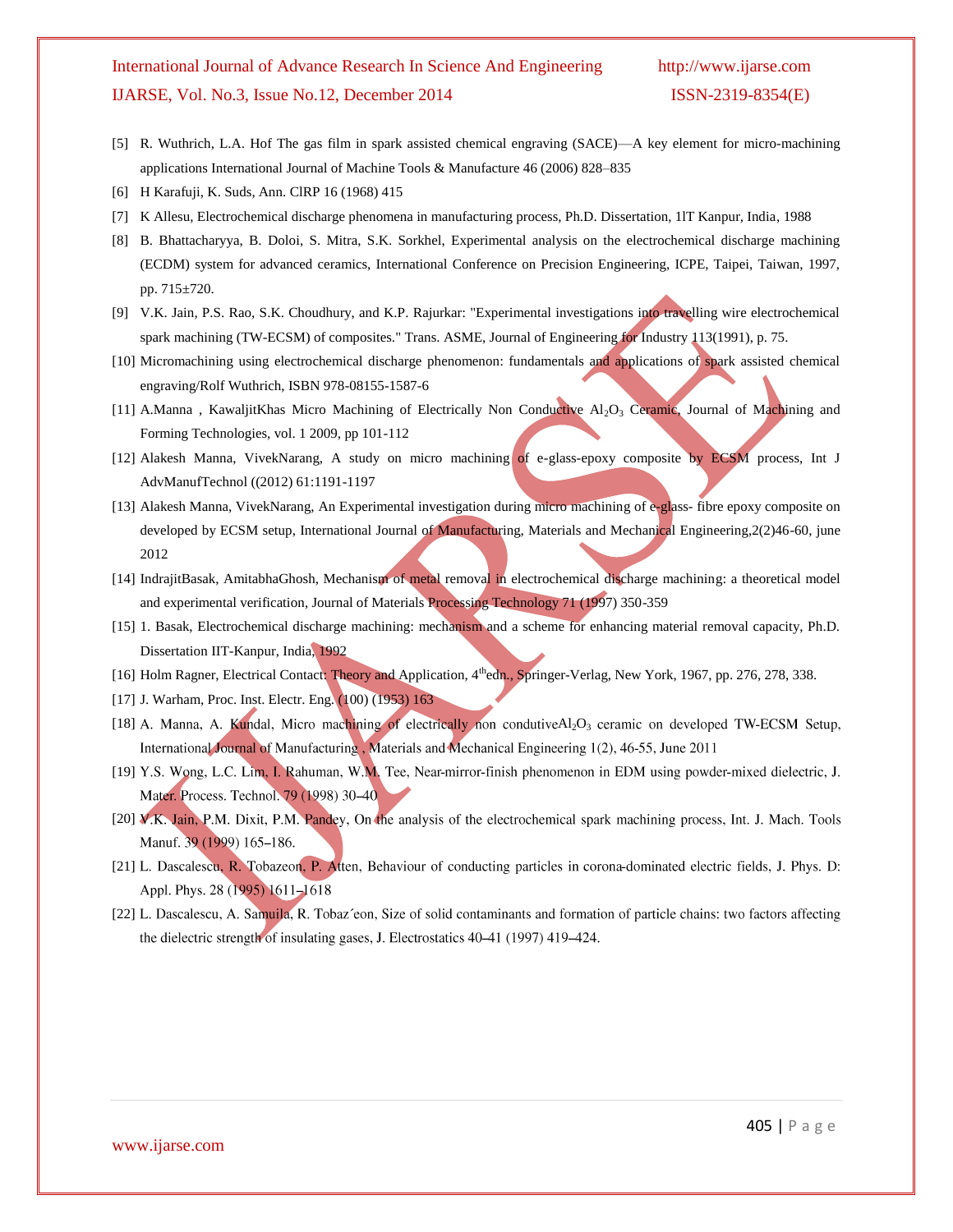[5] R. Wuthrich, L.A. Hof The gas film in spark assisted chemical engraving (SACE)—A key element for micro-machining applications International Journal of Machine Tools & Manufacture 46 (2006) 828–835

[6] H Karafuji, K. Suds, Ann. ClRP 16 (1968) 415

[7] K Allesu, Electrochemical discharge phenomena in manufacturing process, Ph.D. Dissertation, 1lT Kanpur, India, 1988

[8] B. Bhattacharyya, B. Doloi, S. Mitra, S.K. Sorkhel, Experimental analysis on the electrochemical discharge machining (ECDM) system for advanced ceramics, International Conference on Precision Engineering, ICPE, Taipei, Taiwan, 1997, pp. 715±720.

[9] V.K. Jain, P.S. Rao, S.K. Choudhury, and K.P. Rajurkar: "Experimental investigations into travelling wire electrochemical spark machining (TW-ECSM) of composites." Trans. ASME, Journal of Engineering for Industry 113(1991), p. 75.

[10] Micromachining using electrochemical discharge phenomenon: fundamentals and applications of spark assisted chemical engraving/Rolf Wuthrich, ISBN 978-08155-1587-6

[11] A.Manna , KawaljitKhas Micro Machining of Electrically Non Conductive $Al_2O_3$ Ceramic, Journal of Machining and Forming Technologies, vol. 1 2009, pp 101-112

[12] Alakesh Manna, VivekNarang, A study on micro machining of e-glass-epoxy composite by ECSM process, Int J AdvManufTechnol ((2012) 61:1191-1197

[13] Alakesh Manna, VivekNarang, An Experimental investigation during micro machining of e-glass- fibre epoxy composite on developed by ECSM setup, International Journal of Manufacturing, Materials and Mechanical Engineering,2(2)46-60, june 2012

[14] IndrajitBasak, AmitabhaGhosh, Mechanism of metal removal in electrochemical discharge machining: a theoretical model and experimental verification, Journal of Materials Processing Technology 71 (1997) 350-359

[15] 1. Basak, Electrochemical discharge machining: mechanism and a scheme for enhancing material removal capacity, Ph.D. Dissertation IIT-Kanpur, India, 1992

[16] Holm Ragner, Electrical Contact: Theory and Application, 4th edn., Springer-Verlag, New York, 1967, pp. 276, 278, 338.

[17] J. Warham, Proc. Inst. Electr. Eng. (100) (1953) 163

[18] A. Manna, A. Kundal, Micro machining of electrically non condutive$Al_2O_3$ ceramic on developed TW-ECSM Setup, International Journal of Manufacturing , Materials and Mechanical Engineering 1(2), 46-55, June 2011

[19] Y.S. Wong, L.C. Lim, I. Rahuman, W.M. Tee, Near-mirror-finish phenomenon in EDM using powder-mixed dielectric, J. Mater. Process. Technol. 79 (1998) 30–40

[20] V.K. Jain, P.M. Dixit, P.M. Pandey, On the analysis of the electrochemical spark machining process, Int. J. Mach. Tools Manuf. 39 (1999) 165–186.

[21] L. Dascalescu, R. Tobazeon, P. Atten, Behaviour of conducting particles in corona-dominated electric fields, J. Phys. D: Appl. Phys. 28 (1995) 1611–1618

[22] L. Dascalescu, A. Samuila, R. Tobaz´eon, Size of solid contaminants and formation of particle chains: two factors affecting the dielectric strength of insulating gases, J. Electrostatics 40–41 (1997) 419–424.